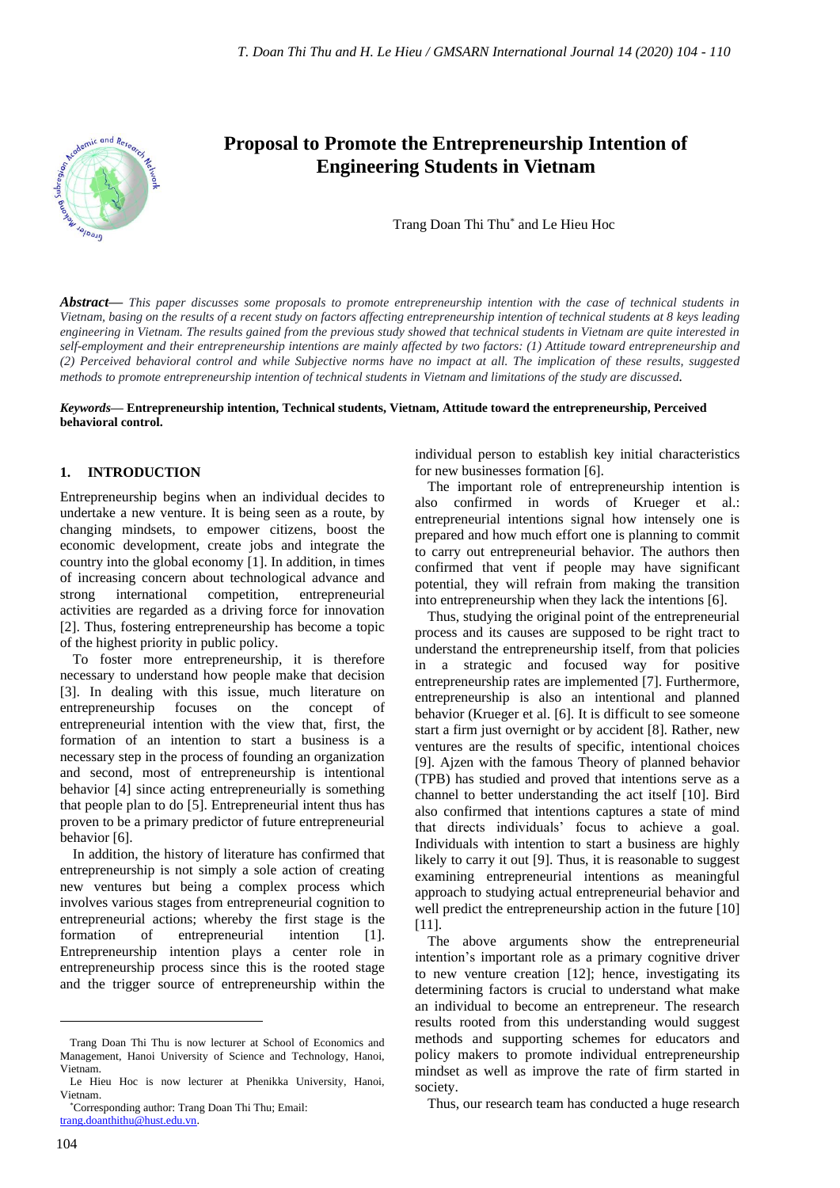# Proposal to Promote the Entrepreneurship Intention of Engineering Students in Vietnam

Trang Doan Thi Thu* and Le Hieu Hoc

***Abstract*****—** *This paper discusses some proposals to promote entrepreneurship intention with the case of technical students in Vietnam, basing on the results of a recent study on factors affecting entrepreneurship intention of technical students at 8 keys leading engineering in Vietnam. The results gained from the previous study showed that technical students in Vietnam are quite interested in self-employment and their entrepreneurship intentions are mainly affected by two factors: (1) Attitude toward entrepreneurship and (2) Perceived behavioral control and while Subjective norms have no impact at all. The implication of these results, suggested methods to promote entrepreneurship intention of technical students in Vietnam and limitations of the study are discussed.*

***Keywords*****— Entrepreneurship intention, Technical students, Vietnam, Attitude toward the entrepreneurship, Perceived behavioral control.**

## 1. INTRODUCTION

Entrepreneurship begins when an individual decides to undertake a new venture. It is being seen as a route, by changing mindsets, to empower citizens, boost the economic development, create jobs and integrate the country into the global economy [1]. In addition, in times of increasing concern about technological advance and strong international competition, entrepreneurial activities are regarded as a driving force for innovation [2]. Thus, fostering entrepreneurship has become a topic of the highest priority in public policy.

To foster more entrepreneurship, it is therefore necessary to understand how people make that decision [3]. In dealing with this issue, much literature on entrepreneurship focuses on the concept of entrepreneurial intention with the view that, first, the formation of an intention to start a business is a necessary step in the process of founding an organization and second, most of entrepreneurship is intentional behavior [4] since acting entrepreneurially is something that people plan to do [5]. Entrepreneurial intent thus has proven to be a primary predictor of future entrepreneurial behavior [6].

In addition, the history of literature has confirmed that entrepreneurship is not simply a sole action of creating new ventures but being a complex process which involves various stages from entrepreneurial cognition to entrepreneurial actions; whereby the first stage is the formation of entrepreneurial intention [1]. Entrepreneurship intention plays a center role in entrepreneurship process since this is the rooted stage and the trigger source of entrepreneurship within the individual person to establish key initial characteristics for new businesses formation [6].

The important role of entrepreneurship intention is also confirmed in words of Krueger et al.: entrepreneurial intentions signal how intensely one is prepared and how much effort one is planning to commit to carry out entrepreneurial behavior. The authors then confirmed that vent if people may have significant potential, they will refrain from making the transition into entrepreneurship when they lack the intentions [6].

Thus, studying the original point of the entrepreneurial process and its causes are supposed to be right tract to understand the entrepreneurship itself, from that policies in a strategic and focused way for positive entrepreneurship rates are implemented [7]. Furthermore, entrepreneurship is also an intentional and planned behavior (Krueger et al. [6]. It is difficult to see someone start a firm just overnight or by accident [8]. Rather, new ventures are the results of specific, intentional choices [9]. Ajzen with the famous Theory of planned behavior (TPB) has studied and proved that intentions serve as a channel to better understanding the act itself [10]. Bird also confirmed that intentions captures a state of mind that directs individuals' focus to achieve a goal. Individuals with intention to start a business are highly likely to carry it out [9]. Thus, it is reasonable to suggest examining entrepreneurial intentions as meaningful approach to studying actual entrepreneurial behavior and well predict the entrepreneurship action in the future [10] [11].

The above arguments show the entrepreneurial intention's important role as a primary cognitive driver to new venture creation [12]; hence, investigating its determining factors is crucial to understand what make an individual to become an entrepreneur. The research results rooted from this understanding would suggest methods and supporting schemes for educators and policy makers to promote individual entrepreneurship mindset as well as improve the rate of firm started in society.

Thus, our research team has conducted a huge research

---

Trang Doan Thi Thu is now lecturer at School of Economics and Management, Hanoi University of Science and Technology, Hanoi, Vietnam.

Le Hieu Hoc is now lecturer at Phenikka University, Hanoi, Vietnam.

*Corresponding author: Trang Doan Thi Thu; Email: trang.doanthithu@hust.edu.vn.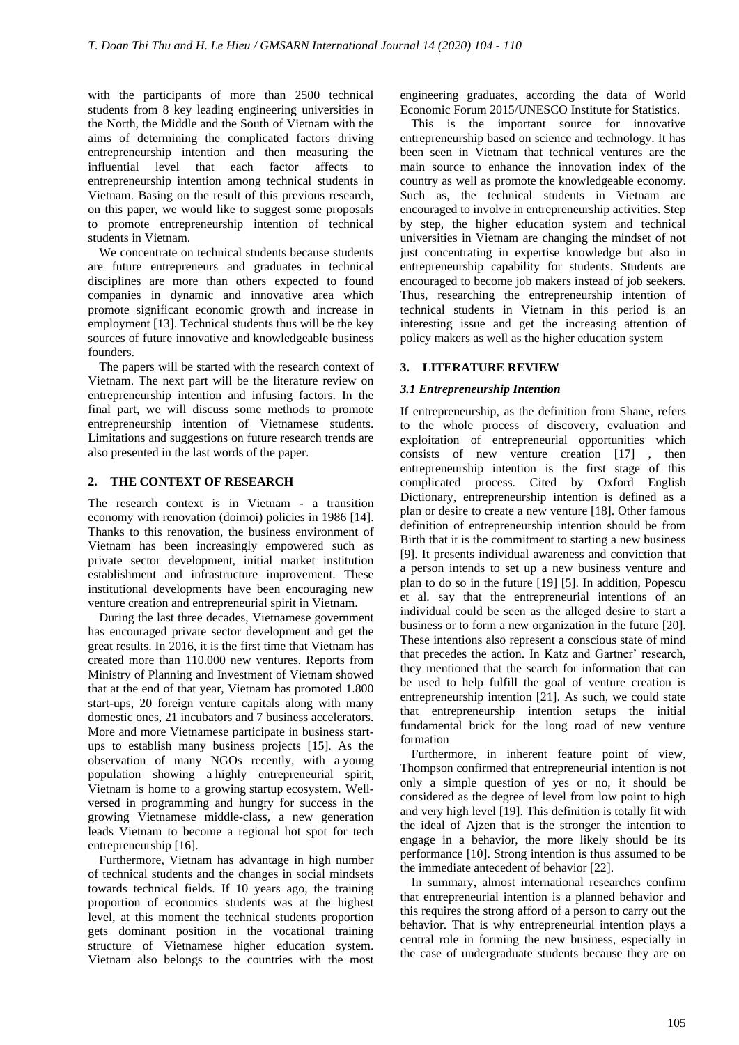with the participants of more than 2500 technical students from 8 key leading engineering universities in the North, the Middle and the South of Vietnam with the aims of determining the complicated factors driving entrepreneurship intention and then measuring the influential level that each factor affects to entrepreneurship intention among technical students in Vietnam. Basing on the result of this previous research, on this paper, we would like to suggest some proposals to promote entrepreneurship intention of technical students in Vietnam.

We concentrate on technical students because students are future entrepreneurs and graduates in technical disciplines are more than others expected to found companies in dynamic and innovative area which promote significant economic growth and increase in employment [13]. Technical students thus will be the key sources of future innovative and knowledgeable business founders.

The papers will be started with the research context of Vietnam. The next part will be the literature review on entrepreneurship intention and infusing factors. In the final part, we will discuss some methods to promote entrepreneurship intention of Vietnamese students. Limitations and suggestions on future research trends are also presented in the last words of the paper.

## 2. THE CONTEXT OF RESEARCH

The research context is in Vietnam - a transition economy with renovation (doimoi) policies in 1986 [14]. Thanks to this renovation, the business environment of Vietnam has been increasingly empowered such as private sector development, initial market institution establishment and infrastructure improvement. These institutional developments have been encouraging new venture creation and entrepreneurial spirit in Vietnam.

During the last three decades, Vietnamese government has encouraged private sector development and get the great results. In 2016, it is the first time that Vietnam has created more than 110.000 new ventures. Reports from Ministry of Planning and Investment of Vietnam showed that at the end of that year, Vietnam has promoted 1.800 start-ups, 20 foreign venture capitals along with many domestic ones, 21 incubators and 7 business accelerators. More and more Vietnamese participate in business start-ups to establish many business projects [15]. As the observation of many NGOs recently, with a young population showing a highly entrepreneurial spirit, Vietnam is home to a growing startup ecosystem. Well-versed in programming and hungry for success in the growing Vietnamese middle-class, a new generation leads Vietnam to become a regional hot spot for tech entrepreneurship [16].

Furthermore, Vietnam has advantage in high number of technical students and the changes in social mindsets towards technical fields. If 10 years ago, the training proportion of economics students was at the highest level, at this moment the technical students proportion gets dominant position in the vocational training structure of Vietnamese higher education system. Vietnam also belongs to the countries with the most engineering graduates, according the data of World Economic Forum 2015/UNESCO Institute for Statistics.

This is the important source for innovative entrepreneurship based on science and technology. It has been seen in Vietnam that technical ventures are the main source to enhance the innovation index of the country as well as promote the knowledgeable economy. Such as, the technical students in Vietnam are encouraged to involve in entrepreneurship activities. Step by step, the higher education system and technical universities in Vietnam are changing the mindset of not just concentrating in expertise knowledge but also in entrepreneurship capability for students. Students are encouraged to become job makers instead of job seekers. Thus, researching the entrepreneurship intention of technical students in Vietnam in this period is an interesting issue and get the increasing attention of policy makers as well as the higher education system

## 3. LITERATURE REVIEW

### *3.1 Entrepreneurship Intention*

If entrepreneurship, as the definition from Shane, refers to the whole process of discovery, evaluation and exploitation of entrepreneurial opportunities which consists of new venture creation [17] , then entrepreneurship intention is the first stage of this complicated process. Cited by Oxford English Dictionary, entrepreneurship intention is defined as a plan or desire to create a new venture [18]. Other famous definition of entrepreneurship intention should be from Birth that it is the commitment to starting a new business [9]. It presents individual awareness and conviction that a person intends to set up a new business venture and plan to do so in the future [19] [5]. In addition, Popescu et al. say that the entrepreneurial intentions of an individual could be seen as the alleged desire to start a business or to form a new organization in the future [20]. These intentions also represent a conscious state of mind that precedes the action. In Katz and Gartner' research, they mentioned that the search for information that can be used to help fulfill the goal of venture creation is entrepreneurship intention [21]. As such, we could state that entrepreneurship intention setups the initial fundamental brick for the long road of new venture formation

Furthermore, in inherent feature point of view, Thompson confirmed that entrepreneurial intention is not only a simple question of yes or no, it should be considered as the degree of level from low point to high and very high level [19]. This definition is totally fit with the ideal of Ajzen that is the stronger the intention to engage in a behavior, the more likely should be its performance [10]. Strong intention is thus assumed to be the immediate antecedent of behavior [22].

In summary, almost international researches confirm that entrepreneurial intention is a planned behavior and this requires the strong afford of a person to carry out the behavior. That is why entrepreneurial intention plays a central role in forming the new business, especially in the case of undergraduate students because they are on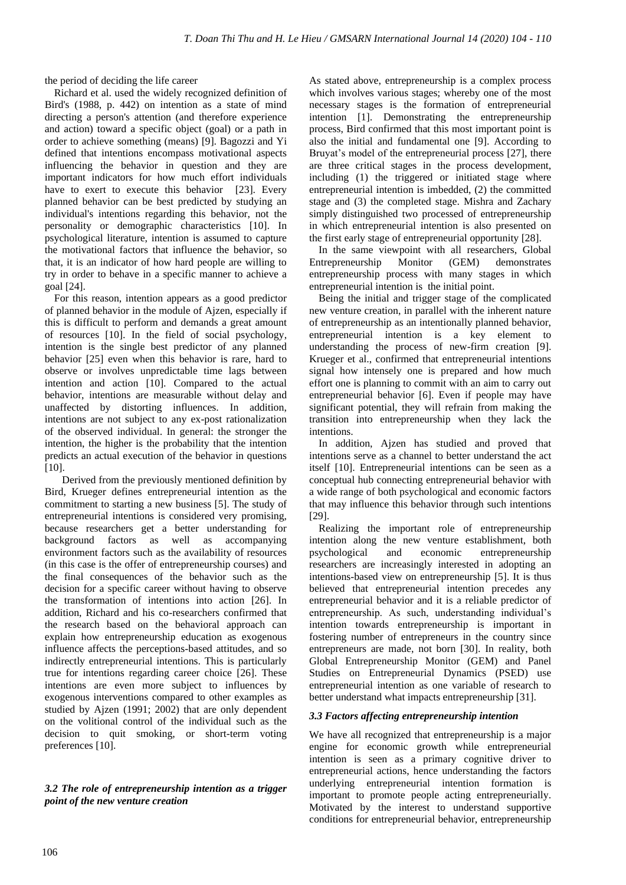the period of deciding the life career

Richard et al. used the widely recognized definition of Bird's (1988, p. 442) on intention as a state of mind directing a person's attention (and therefore experience and action) toward a specific object (goal) or a path in order to achieve something (means) [9]. Bagozzi and Yi defined that intentions encompass motivational aspects influencing the behavior in question and they are important indicators for how much effort individuals have to exert to execute this behavior [23]. Every planned behavior can be best predicted by studying an individual's intentions regarding this behavior, not the personality or demographic characteristics [10]. In psychological literature, intention is assumed to capture the motivational factors that influence the behavior, so that, it is an indicator of how hard people are willing to try in order to behave in a specific manner to achieve a goal [24].

For this reason, intention appears as a good predictor of planned behavior in the module of Ajzen, especially if this is difficult to perform and demands a great amount of resources [10]. In the field of social psychology, intention is the single best predictor of any planned behavior [25] even when this behavior is rare, hard to observe or involves unpredictable time lags between intention and action [10]. Compared to the actual behavior, intentions are measurable without delay and unaffected by distorting influences. In addition, intentions are not subject to any ex-post rationalization of the observed individual. In general: the stronger the intention, the higher is the probability that the intention predicts an actual execution of the behavior in questions [10].

Derived from the previously mentioned definition by Bird, Krueger defines entrepreneurial intention as the commitment to starting a new business [5]. The study of entrepreneurial intentions is considered very promising, because researchers get a better understanding for background factors as well as accompanying environment factors such as the availability of resources (in this case is the offer of entrepreneurship courses) and the final consequences of the behavior such as the decision for a specific career without having to observe the transformation of intentions into action [26]. In addition, Richard and his co-researchers confirmed that the research based on the behavioral approach can explain how entrepreneurship education as exogenous influence affects the perceptions-based attitudes, and so indirectly entrepreneurial intentions. This is particularly true for intentions regarding career choice [26]. These intentions are even more subject to influences by exogenous interventions compared to other examples as studied by Ajzen (1991; 2002) that are only dependent on the volitional control of the individual such as the decision to quit smoking, or short-term voting preferences [10].

### *3.2 The role of entrepreneurship intention as a trigger point of the new venture creation*

As stated above, entrepreneurship is a complex process which involves various stages; whereby one of the most necessary stages is the formation of entrepreneurial intention [1]. Demonstrating the entrepreneurship process, Bird confirmed that this most important point is also the initial and fundamental one [9]. According to Bruyat's model of the entrepreneurial process [27], there are three critical stages in the process development, including (1) the triggered or initiated stage where entrepreneurial intention is imbedded, (2) the committed stage and (3) the completed stage. Mishra and Zachary simply distinguished two processed of entrepreneurship in which entrepreneurial intention is also presented on the first early stage of entrepreneurial opportunity [28].

In the same viewpoint with all researchers, Global Entrepreneurship Monitor (GEM) demonstrates entrepreneurship process with many stages in which entrepreneurial intention is the initial point.

Being the initial and trigger stage of the complicated new venture creation, in parallel with the inherent nature of entrepreneurship as an intentionally planned behavior, entrepreneurial intention is a key element to understanding the process of new-firm creation [9]. Krueger et al., confirmed that entrepreneurial intentions signal how intensely one is prepared and how much effort one is planning to commit with an aim to carry out entrepreneurial behavior [6]. Even if people may have significant potential, they will refrain from making the transition into entrepreneurship when they lack the intentions.

In addition, Ajzen has studied and proved that intentions serve as a channel to better understand the act itself [10]. Entrepreneurial intentions can be seen as a conceptual hub connecting entrepreneurial behavior with a wide range of both psychological and economic factors that may influence this behavior through such intentions [29].

Realizing the important role of entrepreneurship intention along the new venture establishment, both psychological and economic entrepreneurship researchers are increasingly interested in adopting an intentions-based view on entrepreneurship [5]. It is thus believed that entrepreneurial intention precedes any entrepreneurial behavior and it is a reliable predictor of entrepreneurship. As such, understanding individual's intention towards entrepreneurship is important in fostering number of entrepreneurs in the country since entrepreneurs are made, not born [30]. In reality, both Global Entrepreneurship Monitor (GEM) and Panel Studies on Entrepreneurial Dynamics (PSED) use entrepreneurial intention as one variable of research to better understand what impacts entrepreneurship [31].

### *3.3 Factors affecting entrepreneurship intention*

We have all recognized that entrepreneurship is a major engine for economic growth while entrepreneurial intention is seen as a primary cognitive driver to entrepreneurial actions, hence understanding the factors underlying entrepreneurial intention formation is important to promote people acting entrepreneurially. Motivated by the interest to understand supportive conditions for entrepreneurial behavior, entrepreneurship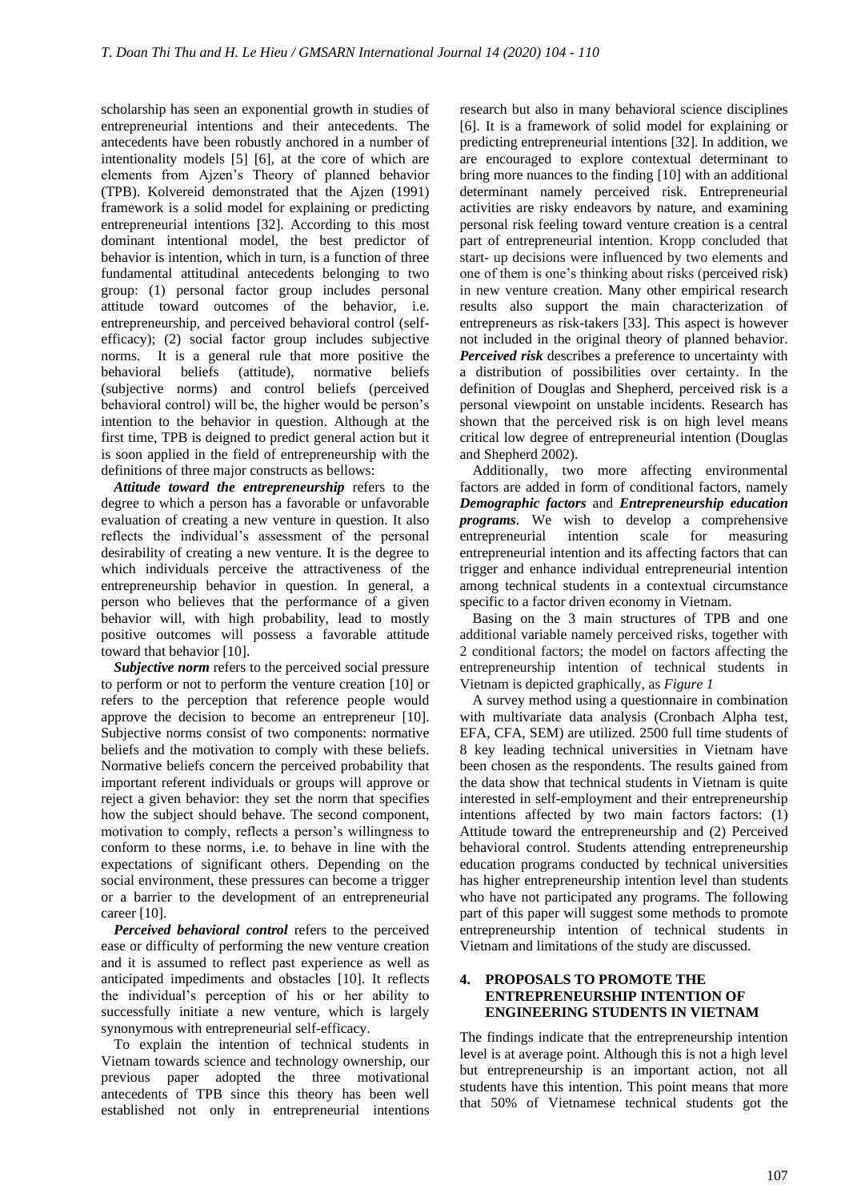scholarship has seen an exponential growth in studies of entrepreneurial intentions and their antecedents. The antecedents have been robustly anchored in a number of intentionality models [5] [6], at the core of which are elements from Ajzen's Theory of planned behavior (TPB). Kolvereid demonstrated that the Ajzen (1991) framework is a solid model for explaining or predicting entrepreneurial intentions [32]. According to this most dominant intentional model, the best predictor of behavior is intention, which in turn, is a function of three fundamental attitudinal antecedents belonging to two group: (1) personal factor group includes personal attitude toward outcomes of the behavior, i.e. entrepreneurship, and perceived behavioral control (self-efficacy); (2) social factor group includes subjective norms. It is a general rule that more positive the behavioral beliefs (attitude), normative beliefs (subjective norms) and control beliefs (perceived behavioral control) will be, the higher would be person's intention to the behavior in question. Although at the first time, TPB is deigned to predict general action but it is soon applied in the field of entrepreneurship with the definitions of three major constructs as bellows:

***Attitude toward the entrepreneurship*** refers to the degree to which a person has a favorable or unfavorable evaluation of creating a new venture in question. It also reflects the individual's assessment of the personal desirability of creating a new venture. It is the degree to which individuals perceive the attractiveness of the entrepreneurship behavior in question. In general, a person who believes that the performance of a given behavior will, with high probability, lead to mostly positive outcomes will possess a favorable attitude toward that behavior [10].

***Subjective norm*** refers to the perceived social pressure to perform or not to perform the venture creation [10] or refers to the perception that reference people would approve the decision to become an entrepreneur [10]. Subjective norms consist of two components: normative beliefs and the motivation to comply with these beliefs. Normative beliefs concern the perceived probability that important referent individuals or groups will approve or reject a given behavior: they set the norm that specifies how the subject should behave. The second component, motivation to comply, reflects a person's willingness to conform to these norms, i.e. to behave in line with the expectations of significant others. Depending on the social environment, these pressures can become a trigger or a barrier to the development of an entrepreneurial career [10].

***Perceived behavioral control*** refers to the perceived ease or difficulty of performing the new venture creation and it is assumed to reflect past experience as well as anticipated impediments and obstacles [10]. It reflects the individual's perception of his or her ability to successfully initiate a new venture, which is largely synonymous with entrepreneurial self-efficacy.

To explain the intention of technical students in Vietnam towards science and technology ownership, our previous paper adopted the three motivational antecedents of TPB since this theory has been well established not only in entrepreneurial intentions research but also in many behavioral science disciplines [6]. It is a framework of solid model for explaining or predicting entrepreneurial intentions [32]. In addition, we are encouraged to explore contextual determinant to bring more nuances to the finding [10] with an additional determinant namely perceived risk. Entrepreneurial activities are risky endeavors by nature, and examining personal risk feeling toward venture creation is a central part of entrepreneurial intention. Kropp concluded that start- up decisions were influenced by two elements and one of them is one's thinking about risks (perceived risk) in new venture creation. Many other empirical research results also support the main characterization of entrepreneurs as risk-takers [33]. This aspect is however not included in the original theory of planned behavior. ***Perceived risk*** describes a preference to uncertainty with a distribution of possibilities over certainty. In the definition of Douglas and Shepherd, perceived risk is a personal viewpoint on unstable incidents. Research has shown that the perceived risk is on high level means critical low degree of entrepreneurial intention (Douglas and Shepherd 2002).

Additionally, two more affecting environmental factors are added in form of conditional factors, namely ***Demographic factors*** and ***Entrepreneurship education programs***. We wish to develop a comprehensive entrepreneurial intention scale for measuring entrepreneurial intention and its affecting factors that can trigger and enhance individual entrepreneurial intention among technical students in a contextual circumstance specific to a factor driven economy in Vietnam.

Basing on the 3 main structures of TPB and one additional variable namely perceived risks, together with 2 conditional factors; the model on factors affecting the entrepreneurship intention of technical students in Vietnam is depicted graphically, as *Figure 1*

A survey method using a questionnaire in combination with multivariate data analysis (Cronbach Alpha test, EFA, CFA, SEM) are utilized. 2500 full time students of 8 key leading technical universities in Vietnam have been chosen as the respondents. The results gained from the data show that technical students in Vietnam is quite interested in self-employment and their entrepreneurship intentions affected by two main factors factors: (1) Attitude toward the entrepreneurship and (2) Perceived behavioral control. Students attending entrepreneurship education programs conducted by technical universities has higher entrepreneurship intention level than students who have not participated any programs. The following part of this paper will suggest some methods to promote entrepreneurship intention of technical students in Vietnam and limitations of the study are discussed.

## 4. PROPOSALS TO PROMOTE THE ENTREPRENEURSHIP INTENTION OF ENGINEERING STUDENTS IN VIETNAM

The findings indicate that the entrepreneurship intention level is at average point. Although this is not a high level but entrepreneurship is an important action, not all students have this intention. This point means that more that 50% of Vietnamese technical students got the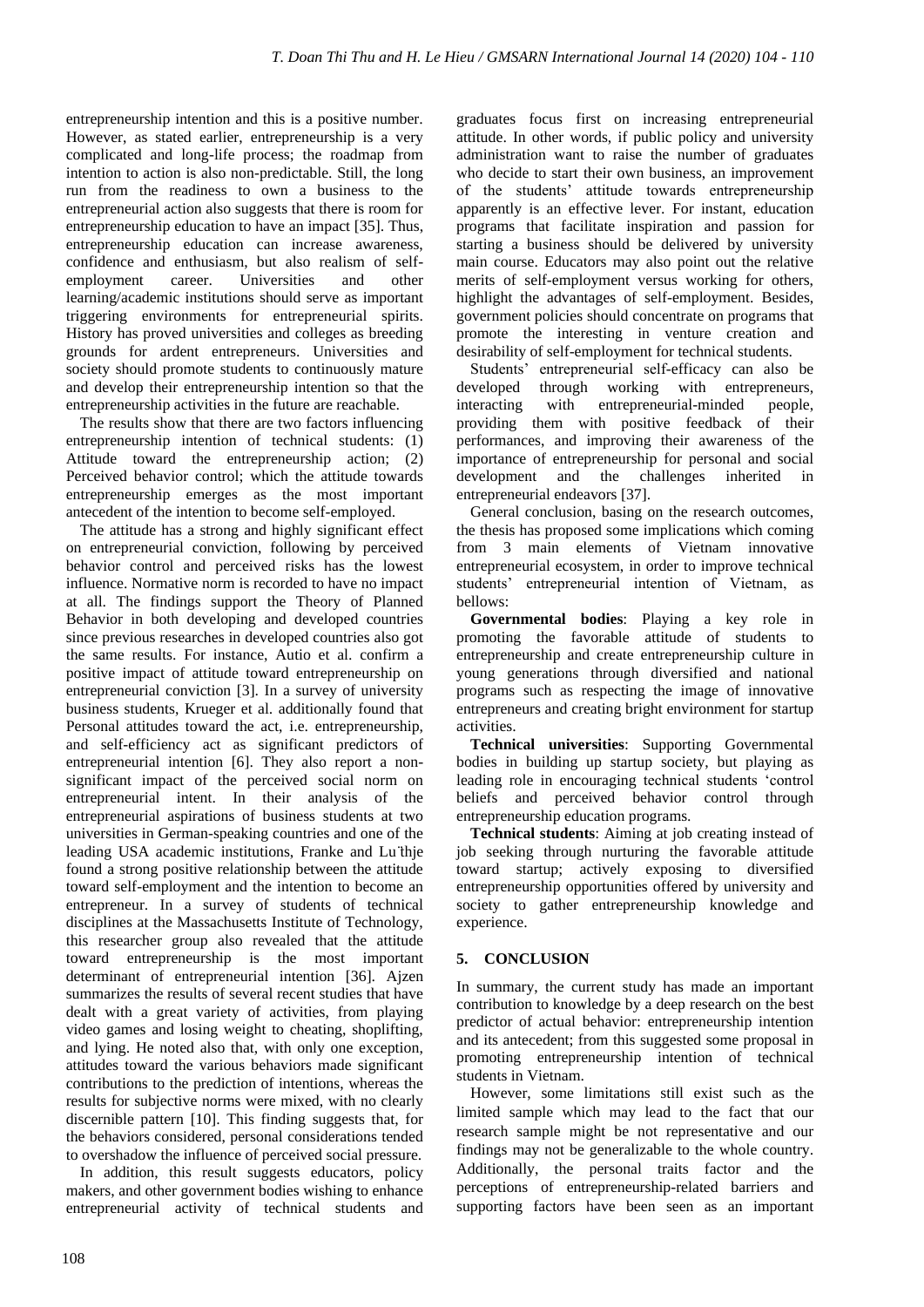entrepreneurship intention and this is a positive number. However, as stated earlier, entrepreneurship is a very complicated and long-life process; the roadmap from intention to action is also non-predictable. Still, the long run from the readiness to own a business to the entrepreneurial action also suggests that there is room for entrepreneurship education to have an impact [35]. Thus, entrepreneurship education can increase awareness, confidence and enthusiasm, but also realism of self-employment career. Universities and other learning/academic institutions should serve as important triggering environments for entrepreneurial spirits. History has proved universities and colleges as breeding grounds for ardent entrepreneurs. Universities and society should promote students to continuously mature and develop their entrepreneurship intention so that the entrepreneurship activities in the future are reachable.

The results show that there are two factors influencing entrepreneurship intention of technical students: (1) Attitude toward the entrepreneurship action; (2) Perceived behavior control; which the attitude towards entrepreneurship emerges as the most important antecedent of the intention to become self-employed.

The attitude has a strong and highly significant effect on entrepreneurial conviction, following by perceived behavior control and perceived risks has the lowest influence. Normative norm is recorded to have no impact at all. The findings support the Theory of Planned Behavior in both developing and developed countries since previous researches in developed countries also got the same results. For instance, Autio et al. confirm a positive impact of attitude toward entrepreneurship on entrepreneurial conviction [3]. In a survey of university business students, Krueger et al. additionally found that Personal attitudes toward the act, i.e. entrepreneurship, and self-efficiency act as significant predictors of entrepreneurial intention [6]. They also report a non-significant impact of the perceived social norm on entrepreneurial intent. In their analysis of the entrepreneurial aspirations of business students at two universities in German-speaking countries and one of the leading USA academic institutions, Franke and Lüthje found a strong positive relationship between the attitude toward self-employment and the intention to become an entrepreneur. In a survey of students of technical disciplines at the Massachusetts Institute of Technology, this researcher group also revealed that the attitude toward entrepreneurship is the most important determinant of entrepreneurial intention [36]. Ajzen summarizes the results of several recent studies that have dealt with a great variety of activities, from playing video games and losing weight to cheating, shoplifting, and lying. He noted also that, with only one exception, attitudes toward the various behaviors made significant contributions to the prediction of intentions, whereas the results for subjective norms were mixed, with no clearly discernible pattern [10]. This finding suggests that, for the behaviors considered, personal considerations tended to overshadow the influence of perceived social pressure.

In addition, this result suggests educators, policy makers, and other government bodies wishing to enhance entrepreneurial activity of technical students and graduates focus first on increasing entrepreneurial attitude. In other words, if public policy and university administration want to raise the number of graduates who decide to start their own business, an improvement of the students' attitude towards entrepreneurship apparently is an effective lever. For instant, education programs that facilitate inspiration and passion for starting a business should be delivered by university main course. Educators may also point out the relative merits of self-employment versus working for others, highlight the advantages of self-employment. Besides, government policies should concentrate on programs that promote the interesting in venture creation and desirability of self-employment for technical students.

Students' entrepreneurial self-efficacy can also be developed through working with entrepreneurs, interacting with entrepreneurial-minded people, providing them with positive feedback of their performances, and improving their awareness of the importance of entrepreneurship for personal and social development and the challenges inherited in entrepreneurial endeavors [37].

General conclusion, basing on the research outcomes, the thesis has proposed some implications which coming from 3 main elements of Vietnam innovative entrepreneurial ecosystem, in order to improve technical students' entrepreneurial intention of Vietnam, as bellows:

**Governmental bodies**: Playing a key role in promoting the favorable attitude of students to entrepreneurship and create entrepreneurship culture in young generations through diversified and national programs such as respecting the image of innovative entrepreneurs and creating bright environment for startup activities.

**Technical universities**: Supporting Governmental bodies in building up startup society, but playing as leading role in encouraging technical students 'control beliefs and perceived behavior control through entrepreneurship education programs.

**Technical students**: Aiming at job creating instead of job seeking through nurturing the favorable attitude toward startup; actively exposing to diversified entrepreneurship opportunities offered by university and society to gather entrepreneurship knowledge and experience.

## 5. CONCLUSION

In summary, the current study has made an important contribution to knowledge by a deep research on the best predictor of actual behavior: entrepreneurship intention and its antecedent; from this suggested some proposal in promoting entrepreneurship intention of technical students in Vietnam.

However, some limitations still exist such as the limited sample which may lead to the fact that our research sample might be not representative and our findings may not be generalizable to the whole country. Additionally, the personal traits factor and the perceptions of entrepreneurship-related barriers and supporting factors have been seen as an important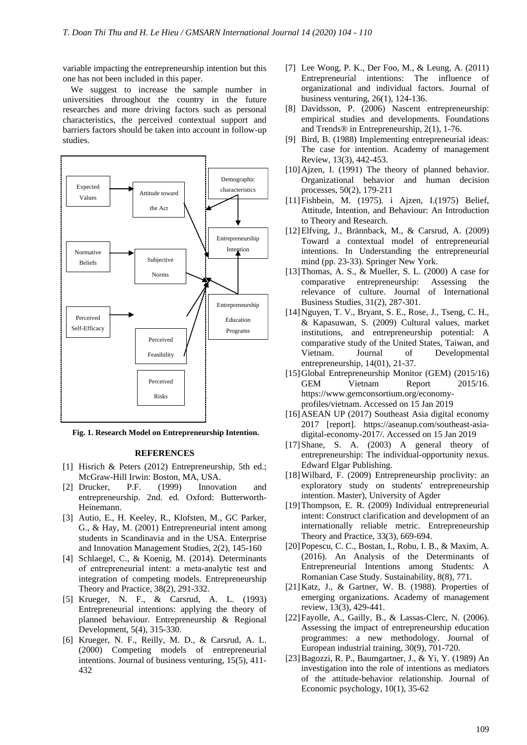variable impacting the entrepreneurship intention but this one has not been included in this paper.

We suggest to increase the sample number in universities throughout the country in the future researches and more driving factors such as personal characteristics, the perceived contextual support and barriers factors should be taken into account in follow-up studies.

Fig. 1. Research Model on Entrepreneurship Intention.

## REFERENCES

[1] Hisrich & Peters (2012) Entrepreneurship, 5th ed.; McGraw-Hill Irwin: Boston, MA, USA.

[2] Drucker, P.F. (1999) Innovation and entrepreneurship. 2nd. ed. Oxford: Butterworth-Heinemann.

[3] Autio, E., H. Keeley, R., Klofsten, M., GC Parker, G., & Hay, M. (2001) Entrepreneurial intent among students in Scandinavia and in the USA. Enterprise and Innovation Management Studies, 2(2), 145-160

[4] Schlaegel, C., & Koenig, M. (2014). Determinants of entrepreneurial intent: a meta-analytic test and integration of competing models. Entrepreneurship Theory and Practice, 38(2), 291-332.

[5] Krueger, N. F., & Carsrud, A. L. (1993) Entrepreneurial intentions: applying the theory of planned behaviour. Entrepreneurship & Regional Development, 5(4), 315-330.

[6] Krueger, N. F., Reilly, M. D., & Carsrud, A. L. (2000) Competing models of entrepreneurial intentions. Journal of business venturing, 15(5), 411-432

[7] Lee Wong, P. K., Der Foo, M., & Leung, A. (2011) Entrepreneurial intentions: The influence of organizational and individual factors. Journal of business venturing, 26(1), 124-136.

[8] Davidsson, P. (2006) Nascent entrepreneurship: empirical studies and developments. Foundations and Trends® in Entrepreneurship, 2(1), 1-76.

[9] Bird, B. (1988) Implementing entrepreneurial ideas: The case for intention. Academy of management Review, 13(3), 442-453.

[10] Ajzen, I. (1991) The theory of planned behavior. Organizational behavior and human decision processes, 50(2), 179-211

[11] Fishbein, M. (1975). i Ajzen, I.(1975) Belief, Attitude, Intention, and Behaviour: An Introduction to Theory and Research.

[12] Elfving, J., Brännback, M., & Carsrud, A. (2009) Toward a contextual model of entrepreneurial intentions. In Understanding the entrepreneurial mind (pp. 23-33). Springer New York.

[13] Thomas, A. S., & Mueller, S. L. (2000) A case for comparative entrepreneurship: Assessing the relevance of culture. Journal of International Business Studies, 31(2), 287-301.

[14] Nguyen, T. V., Bryant, S. E., Rose, J., Tseng, C. H., & Kapasuwan, S. (2009) Cultural values, market institutions, and entrepreneurship potential: A comparative study of the United States, Taiwan, and Vietnam. Journal of Developmental entrepreneurship, 14(01), 21-37.

[15] Global Entrepreneurship Monitor (GEM) (2015/16) GEM Vietnam Report 2015/16. https://www.gemconsortium.org/economy-profiles/vietnam. Accessed on 15 Jan 2019

[16] ASEAN UP (2017) Southeast Asia digital economy 2017 [report]. https://aseanup.com/southeast-asia-digital-economy-2017/. Accessed on 15 Jan 2019

[17] Shane, S. A. (2003) A general theory of entrepreneurship: The individual-opportunity nexus. Edward Elgar Publishing.

[18] Wilbard, F. (2009) Entrepreneurship proclivity: an exploratory study on students' entrepreneurship intention. Master), University of Agder

[19] Thompson, E. R. (2009) Individual entrepreneurial intent: Construct clarification and development of an internationally reliable metric. Entrepreneurship Theory and Practice, 33(3), 669-694.

[20] Popescu, C. C., Bostan, I., Robu, I. B., & Maxim, A. (2016). An Analysis of the Determinants of Entrepreneurial Intentions among Students: A Romanian Case Study. Sustainability, 8(8), 771.

[21] Katz, J., & Gartner, W. B. (1988). Properties of emerging organizations. Academy of management review, 13(3), 429-441.

[22] Fayolle, A., Gailly, B., & Lassas-Clerc, N. (2006). Assessing the impact of entrepreneurship education programmes: a new methodology. Journal of European industrial training, 30(9), 701-720.

[23] Bagozzi, R. P., Baumgartner, J., & Yi, Y. (1989) An investigation into the role of intentions as mediators of the attitude-behavior relationship. Journal of Economic psychology, 10(1), 35-62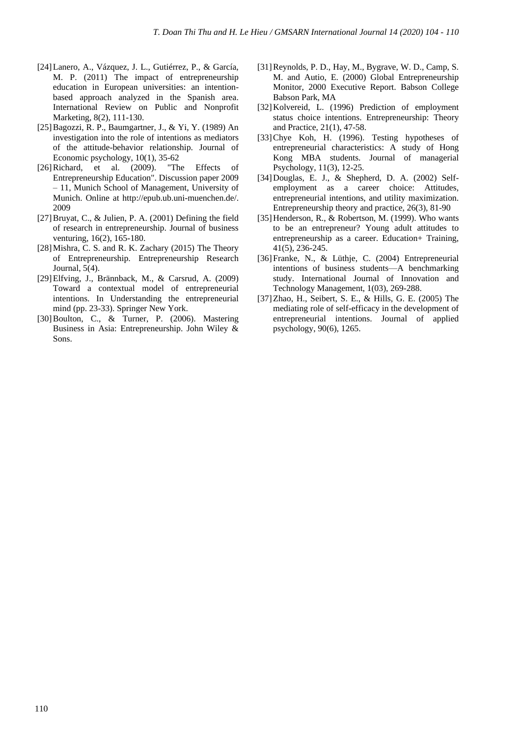[24] Lanero, A., Vázquez, J. L., Gutiérrez, P., & García, M. P. (2011) The impact of entrepreneurship education in European universities: an intention-based approach analyzed in the Spanish area. International Review on Public and Nonprofit Marketing, 8(2), 111-130.

[25] Bagozzi, R. P., Baumgartner, J., & Yi, Y. (1989) An investigation into the role of intentions as mediators of the attitude-behavior relationship. Journal of Economic psychology, 10(1), 35-62

[26] Richard, et al. (2009). "The Effects of Entrepreneurship Education". Discussion paper 2009 – 11, Munich School of Management, University of Munich. Online at http://epub.ub.uni-muenchen.de/. 2009

[27] Bruyat, C., & Julien, P. A. (2001) Defining the field of research in entrepreneurship. Journal of business venturing, 16(2), 165-180.

[28] Mishra, C. S. and R. K. Zachary (2015) The Theory of Entrepreneurship. Entrepreneurship Research Journal, 5(4).

[29] Elfving, J., Brännback, M., & Carsrud, A. (2009) Toward a contextual model of entrepreneurial intentions. In Understanding the entrepreneurial mind (pp. 23-33). Springer New York.

[30] Boulton, C., & Turner, P. (2006). Mastering Business in Asia: Entrepreneurship. John Wiley & Sons.

[31] Reynolds, P. D., Hay, M., Bygrave, W. D., Camp, S. M. and Autio, E. (2000) Global Entrepreneurship Monitor, 2000 Executive Report. Babson College Babson Park, MA

[32] Kolvereid, L. (1996) Prediction of employment status choice intentions. Entrepreneurship: Theory and Practice, 21(1), 47-58.

[33] Chye Koh, H. (1996). Testing hypotheses of entrepreneurial characteristics: A study of Hong Kong MBA students. Journal of managerial Psychology, 11(3), 12-25.

[34] Douglas, E. J., & Shepherd, D. A. (2002) Self-employment as a career choice: Attitudes, entrepreneurial intentions, and utility maximization. Entrepreneurship theory and practice, 26(3), 81-90

[35] Henderson, R., & Robertson, M. (1999). Who wants to be an entrepreneur? Young adult attitudes to entrepreneurship as a career. Education+ Training, 41(5), 236-245.

[36] Franke, N., & Lüthje, C. (2004) Entrepreneurial intentions of business students—A benchmarking study. International Journal of Innovation and Technology Management, 1(03), 269-288.

[37] Zhao, H., Seibert, S. E., & Hills, G. E. (2005) The mediating role of self-efficacy in the development of entrepreneurial intentions. Journal of applied psychology, 90(6), 1265.